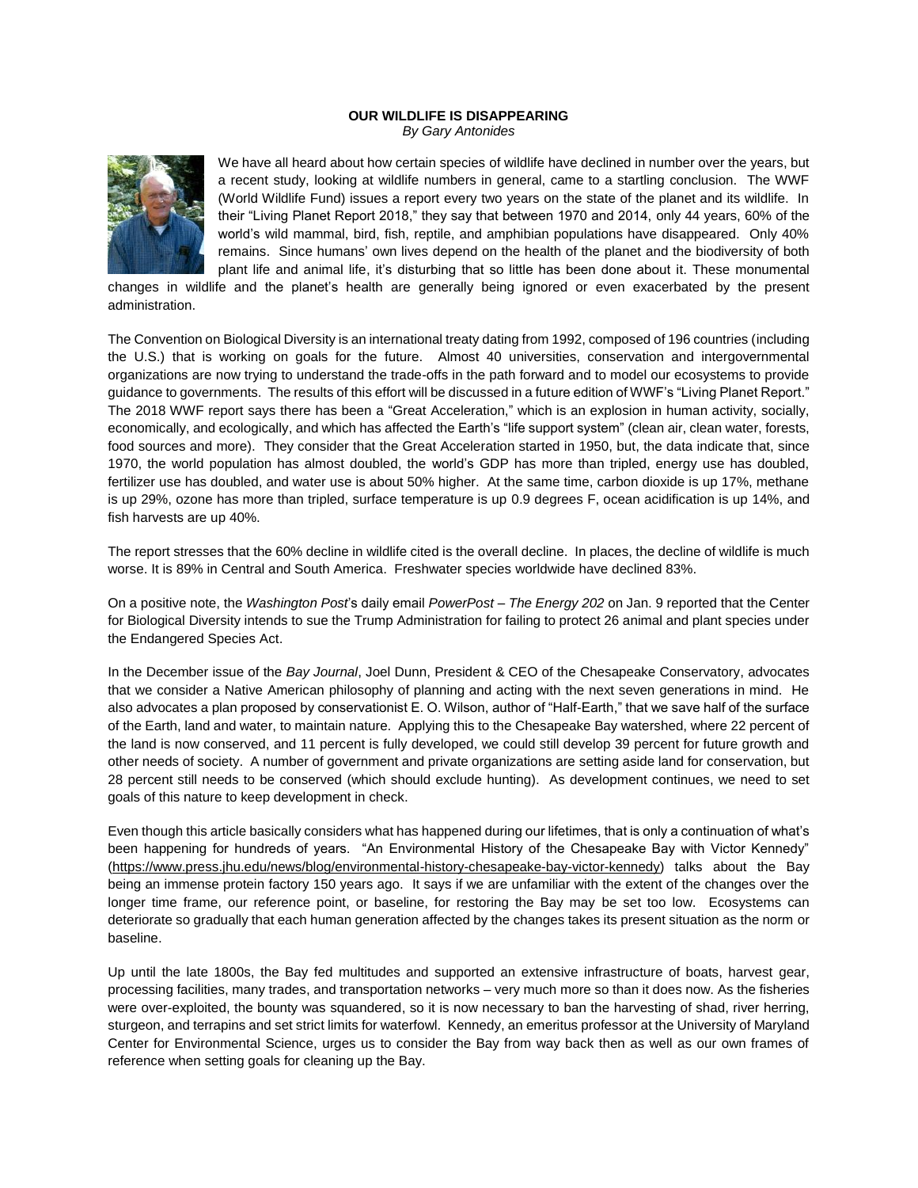**OUR WILDLIFE IS DISAPPEARING**

*By Gary Antonides*

We have all heard about how certain species of wildlife have declined in number over the years, but a recent study, looking at wildlife numbers in general, came to a startling conclusion. The WWF (World Wildlife Fund) issues a report every two years on the state of the planet and its wildlife. In their "Living Planet Report 2018," they say that between 1970 and 2014, only 44 years, 60% of the world's wild mammal, bird, fish, reptile, and amphibian populations have disappeared. Only 40% remains. Since humans' own lives depend on the health of the planet and the biodiversity of both plant life and animal life, it's disturbing that so little has been done about it. These monumental changes in wildlife and the planet's health are generally being ignored or even exacerbated by the present administration.

The Convention on Biological Diversity is an international treaty dating from 1992, composed of 196 countries (including the U.S.) that is working on goals for the future. Almost 40 universities, conservation and intergovernmental organizations are now trying to understand the trade-offs in the path forward and to model our ecosystems to provide guidance to governments. The results of this effort will be discussed in a future edition of WWF's "Living Planet Report." The 2018 WWF report says there has been a "Great Acceleration," which is an explosion in human activity, socially, economically, and ecologically, and which has affected the Earth's "life support system" (clean air, clean water, forests, food sources and more). They consider that the Great Acceleration started in 1950, but, the data indicate that, since 1970, the world population has almost doubled, the world's GDP has more than tripled, energy use has doubled, fertilizer use has doubled, and water use is about 50% higher. At the same time, carbon dioxide is up 17%, methane is up 29%, ozone has more than tripled, surface temperature is up 0.9 degrees F, ocean acidification is up 14%, and fish harvests are up 40%.

The report stresses that the 60% decline in wildlife cited is the overall decline. In places, the decline of wildlife is much worse. It is 89% in Central and South America. Freshwater species worldwide have declined 83%.

On a positive note, the *Washington Post*'s daily email *PowerPost – The Energy 202* on Jan. 9 reported that the Center for Biological Diversity intends to sue the Trump Administration for failing to protect 26 animal and plant species under the Endangered Species Act.

In the December issue of the *Bay Journal*, Joel Dunn, President & CEO of the Chesapeake Conservatory, advocates that we consider a Native American philosophy of planning and acting with the next seven generations in mind. He also advocates a plan proposed by conservationist E. O. Wilson, author of "Half-Earth," that we save half of the surface of the Earth, land and water, to maintain nature. Applying this to the Chesapeake Bay watershed, where 22 percent of the land is now conserved, and 11 percent is fully developed, we could still develop 39 percent for future growth and other needs of society. A number of government and private organizations are setting aside land for conservation, but 28 percent still needs to be conserved (which should exclude hunting). As development continues, we need to set goals of this nature to keep development in check.

Even though this article basically considers what has happened during our lifetimes, that is only a continuation of what's been happening for hundreds of years. "An Environmental History of the Chesapeake Bay with Victor Kennedy" (https://www.press.jhu.edu/news/blog/environmental-history-chesapeake-bay-victor-kennedy) talks about the Bay being an immense protein factory 150 years ago. It says if we are unfamiliar with the extent of the changes over the longer time frame, our reference point, or baseline, for restoring the Bay may be set too low. Ecosystems can deteriorate so gradually that each human generation affected by the changes takes its present situation as the norm or baseline.

Up until the late 1800s, the Bay fed multitudes and supported an extensive infrastructure of boats, harvest gear, processing facilities, many trades, and transportation networks – very much more so than it does now. As the fisheries were over-exploited, the bounty was squandered, so it is now necessary to ban the harvesting of shad, river herring, sturgeon, and terrapins and set strict limits for waterfowl. Kennedy, an emeritus professor at the University of Maryland Center for Environmental Science, urges us to consider the Bay from way back then as well as our own frames of reference when setting goals for cleaning up the Bay.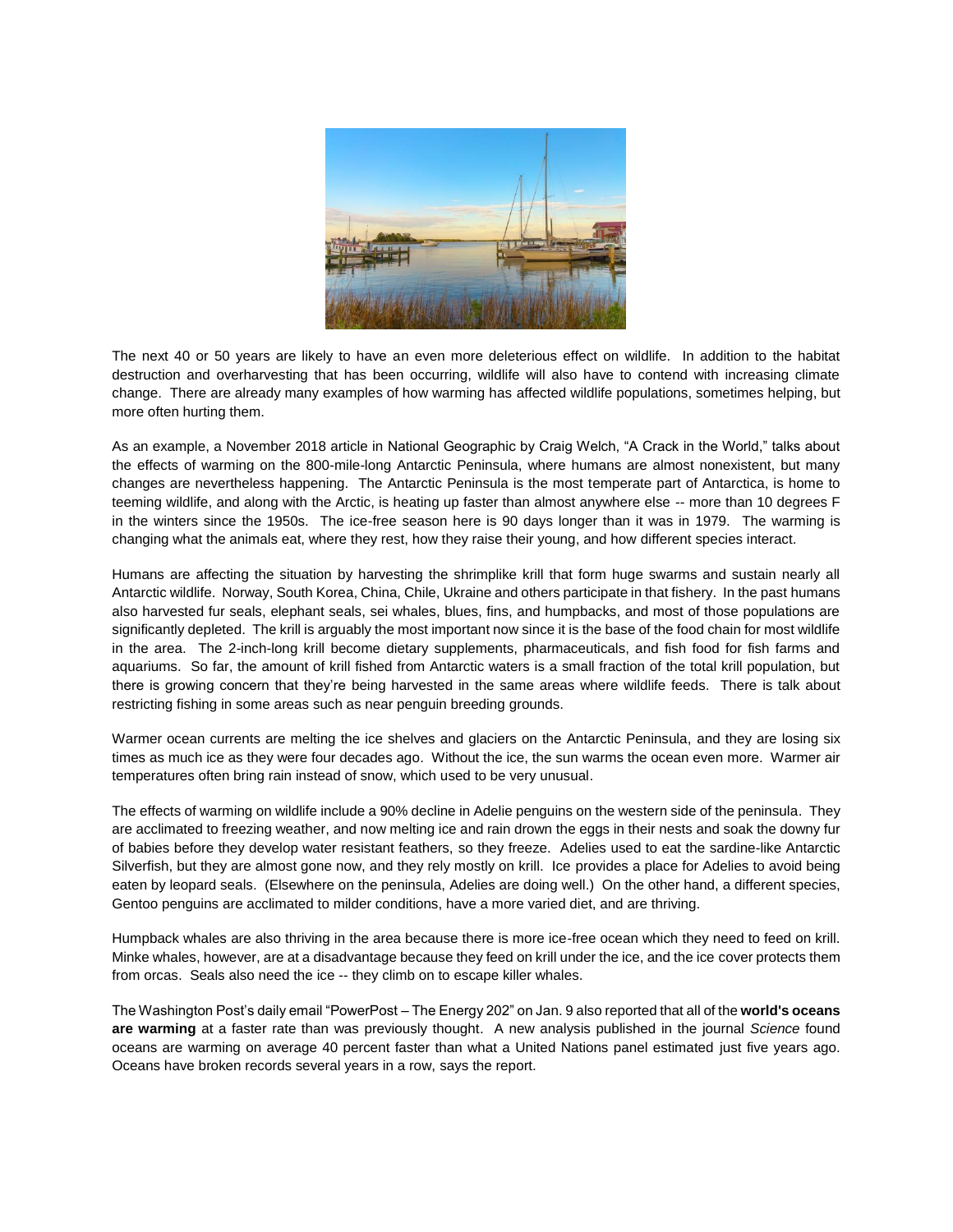The next 40 or 50 years are likely to have an even more deleterious effect on wildlife. In addition to the habitat destruction and overharvesting that has been occurring, wildlife will also have to contend with increasing climate change. There are already many examples of how warming has affected wildlife populations, sometimes helping, but more often hurting them.

As an example, a November 2018 article in National Geographic by Craig Welch, "A Crack in the World," talks about the effects of warming on the 800-mile-long Antarctic Peninsula, where humans are almost nonexistent, but many changes are nevertheless happening. The Antarctic Peninsula is the most temperate part of Antarctica, is home to teeming wildlife, and along with the Arctic, is heating up faster than almost anywhere else -- more than 10 degrees F in the winters since the 1950s. The ice-free season here is 90 days longer than it was in 1979. The warming is changing what the animals eat, where they rest, how they raise their young, and how different species interact.

Humans are affecting the situation by harvesting the shrimplike krill that form huge swarms and sustain nearly all Antarctic wildlife. Norway, South Korea, China, Chile, Ukraine and others participate in that fishery. In the past humans also harvested fur seals, elephant seals, sei whales, blues, fins, and humpbacks, and most of those populations are significantly depleted. The krill is arguably the most important now since it is the base of the food chain for most wildlife in the area. The 2-inch-long krill become dietary supplements, pharmaceuticals, and fish food for fish farms and aquariums. So far, the amount of krill fished from Antarctic waters is a small fraction of the total krill population, but there is growing concern that they're being harvested in the same areas where wildlife feeds. There is talk about restricting fishing in some areas such as near penguin breeding grounds.

Warmer ocean currents are melting the ice shelves and glaciers on the Antarctic Peninsula, and they are losing six times as much ice as they were four decades ago. Without the ice, the sun warms the ocean even more. Warmer air temperatures often bring rain instead of snow, which used to be very unusual.

The effects of warming on wildlife include a 90% decline in Adelie penguins on the western side of the peninsula. They are acclimated to freezing weather, and now melting ice and rain drown the eggs in their nests and soak the downy fur of babies before they develop water resistant feathers, so they freeze. Adelies used to eat the sardine-like Antarctic Silverfish, but they are almost gone now, and they rely mostly on krill. Ice provides a place for Adelies to avoid being eaten by leopard seals. (Elsewhere on the peninsula, Adelies are doing well.) On the other hand, a different species, Gentoo penguins are acclimated to milder conditions, have a more varied diet, and are thriving.

Humpback whales are also thriving in the area because there is more ice-free ocean which they need to feed on krill. Minke whales, however, are at a disadvantage because they feed on krill under the ice, and the ice cover protects them from orcas. Seals also need the ice -- they climb on to escape killer whales.

The Washington Post's daily email "PowerPost – The Energy 202" on Jan. 9 also reported that all of the **world's oceans are warming** at a faster rate than was previously thought. A new analysis published in the journal *Science* found oceans are warming on average 40 percent faster than what a United Nations panel estimated just five years ago. Oceans have broken records several years in a row, says the report.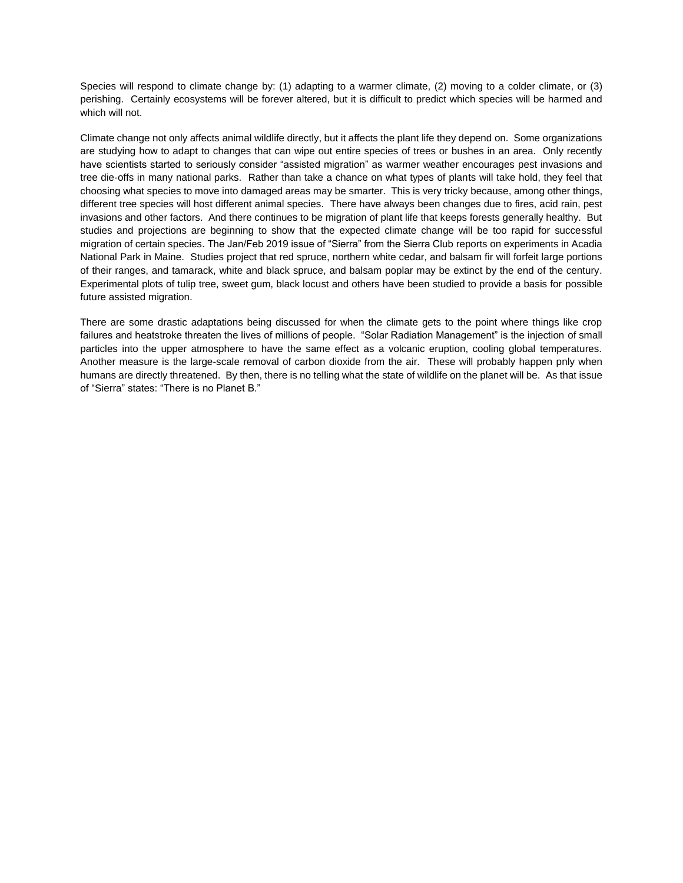Species will respond to climate change by: (1) adapting to a warmer climate, (2) moving to a colder climate, or (3) perishing. Certainly ecosystems will be forever altered, but it is difficult to predict which species will be harmed and which will not.

Climate change not only affects animal wildlife directly, but it affects the plant life they depend on. Some organizations are studying how to adapt to changes that can wipe out entire species of trees or bushes in an area. Only recently have scientists started to seriously consider "assisted migration" as warmer weather encourages pest invasions and tree die-offs in many national parks. Rather than take a chance on what types of plants will take hold, they feel that choosing what species to move into damaged areas may be smarter. This is very tricky because, among other things, different tree species will host different animal species. There have always been changes due to fires, acid rain, pest invasions and other factors. And there continues to be migration of plant life that keeps forests generally healthy. But studies and projections are beginning to show that the expected climate change will be too rapid for successful migration of certain species. The Jan/Feb 2019 issue of "Sierra" from the Sierra Club reports on experiments in Acadia National Park in Maine. Studies project that red spruce, northern white cedar, and balsam fir will forfeit large portions of their ranges, and tamarack, white and black spruce, and balsam poplar may be extinct by the end of the century. Experimental plots of tulip tree, sweet gum, black locust and others have been studied to provide a basis for possible future assisted migration.

There are some drastic adaptations being discussed for when the climate gets to the point where things like crop failures and heatstroke threaten the lives of millions of people. "Solar Radiation Management" is the injection of small particles into the upper atmosphere to have the same effect as a volcanic eruption, cooling global temperatures. Another measure is the large-scale removal of carbon dioxide from the air. These will probably happen pnly when humans are directly threatened. By then, there is no telling what the state of wildlife on the planet will be. As that issue of "Sierra" states: "There is no Planet B."